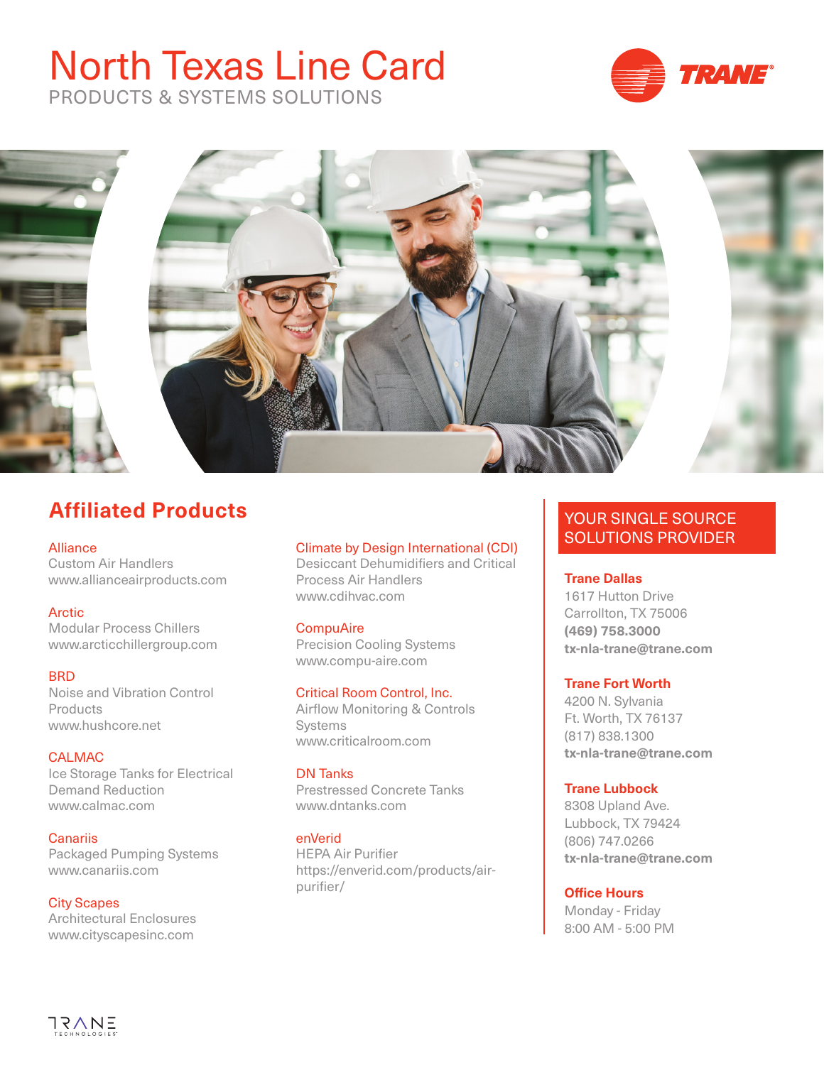# North Texas Line Card

PRODUCTS & SYSTEMS SOLUTIONS

## Affiliated Products

**Alliance**
Custom Air Handlers
www.allianceairproducts.com

**Arctic**
Modular Process Chillers
www.arcticchillergroup.com

**BRD**
Noise and Vibration Control Products
www.hushcore.net

**CALMAC**
Ice Storage Tanks for Electrical Demand Reduction
www.calmac.com

**Canariis**
Packaged Pumping Systems
www.canariis.com

**City Scapes**
Architectural Enclosures
www.cityscapesinc.com

**Climate by Design International (CDI)**
Desiccant Dehumidifiers and Critical Process Air Handlers
www.cdihvac.com

**CompuAire**
Precision Cooling Systems
www.compu-aire.com

**Critical Room Control, Inc.**
Airflow Monitoring & Controls Systems
www.criticalroom.com

**DN Tanks**
Prestressed Concrete Tanks
www.dntanks.com

**enVerid**
HEPA Air Purifier
https://enverid.com/products/air-purifier/

## YOUR SINGLE SOURCE SOLUTIONS PROVIDER

**Trane Dallas**
1617 Hutton Drive
Carrollton, TX 75006
**(469) 758.3000**
**tx-nla-trane@trane.com**

**Trane Fort Worth**
4200 N. Sylvania
Ft. Worth, TX 76137
(817) 838.1300
**tx-nla-trane@trane.com**

**Trane Lubbock**
8308 Upland Ave.
Lubbock, TX 79424
(806) 747.0266
**tx-nla-trane@trane.com**

**Office Hours**
Monday - Friday
8:00 AM - 5:00 PM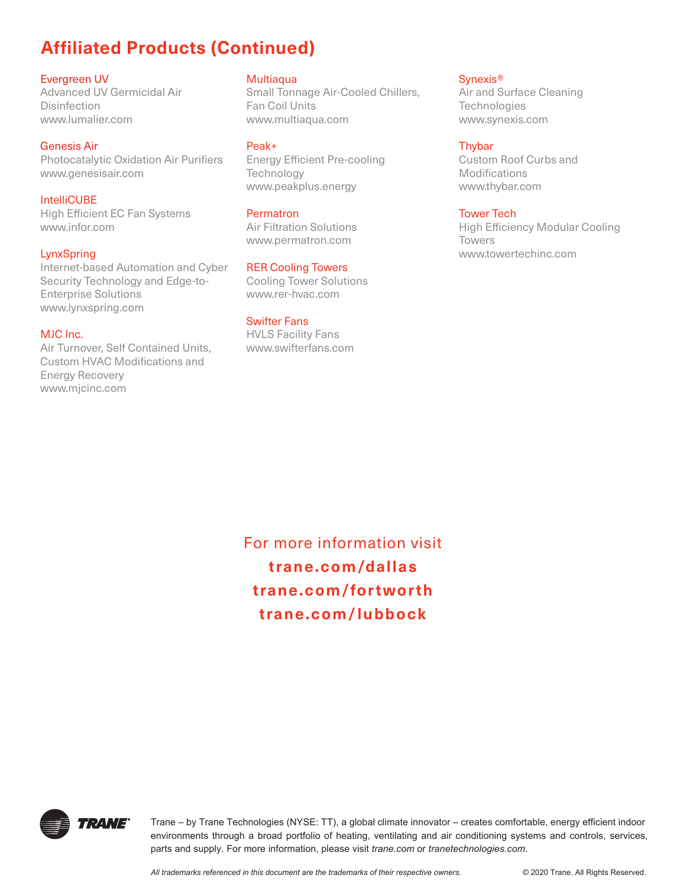## Affiliated Products (Continued)

**Evergreen UV**
Advanced UV Germicidal Air Disinfection
www.lumalier.com

**Genesis Air**
Photocatalytic Oxidation Air Purifiers
www.genesisair.com

**IntelliCUBE**
High Efficient EC Fan Systems
www.infor.com

**LynxSpring**
Internet-based Automation and Cyber Security Technology and Edge-to-Enterprise Solutions
www.lynxspring.com

**MJC Inc.**
Air Turnover, Self Contained Units, Custom HVAC Modifications and Energy Recovery
www.mjcinc.com

**Multiaqua**
Small Tonnage Air-Cooled Chillers, Fan Coil Units
www.multiaqua.com

**Peak+**
Energy Efficient Pre-cooling Technology
www.peakplus.energy

**Permatron**
Air Filtration Solutions
www.permatron.com

**RER Cooling Towers**
Cooling Tower Solutions
www.rer-hvac.com

**Swifter Fans**
HVLS Facility Fans
www.swifterfans.com

**Synexis®**
Air and Surface Cleaning Technologies
www.synexis.com

**Thybar**
Custom Roof Curbs and Modifications
www.thybar.com

**Tower Tech**
High Efficiency Modular Cooling Towers
www.towertechinc.com

For more information visit
**trane.com/dallas**
**trane.com/fortworth**
**trane.com/lubbock**

TRANE

Trane – by Trane Technologies (NYSE: TT), a global climate innovator – creates comfortable, energy efficient indoor environments through a broad portfolio of heating, ventilating and air conditioning systems and controls, services, parts and supply. For more information, please visit *trane.com* or *tranetechnologies.com*.

*All trademarks referenced in this document are the trademarks of their respective owners.*

© 2020 Trane. All Rights Reserved.